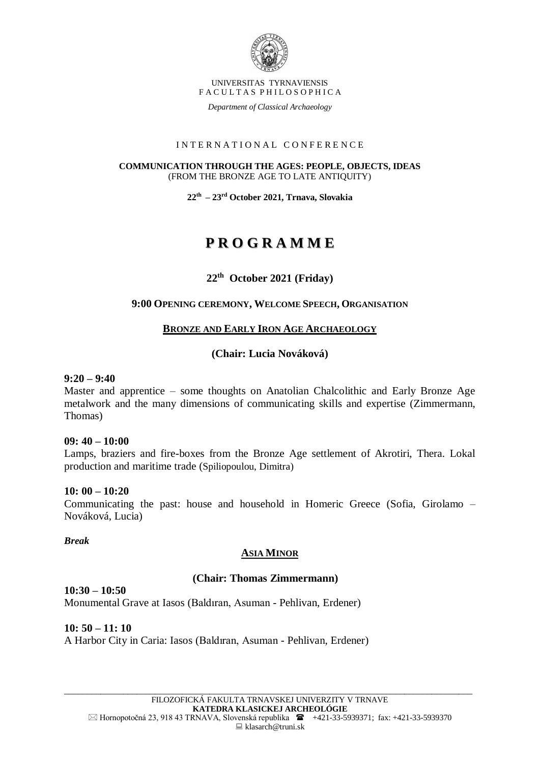UNIVERSITAS TYRNAVIENSIS
FACULTAS PHILOSOPHICA

*Department of Classical Archaeology*

INTERNATIONAL CONFERENCE

**COMMUNICATION THROUGH THE AGES: PEOPLE, OBJECTS, IDEAS**
(FROM THE BRONZE AGE TO LATE ANTIQUITY)

**22th – 23rd October 2021, Trnava, Slovakia**

# PROGRAMME

## 22th October 2021 (Friday)

**9:00 OPENING CEREMONY, WELCOME SPEECH, ORGANISATION**

### BRONZE AND EARLY IRON AGE ARCHAEOLOGY

**(Chair: Lucia Nováková)**

**9:20 – 9:40**
Master and apprentice – some thoughts on Anatolian Chalcolithic and Early Bronze Age metalwork and the many dimensions of communicating skills and expertise (Zimmermann, Thomas)

**09: 40 – 10:00**
Lamps, braziers and fire-boxes from the Bronze Age settlement of Akrotiri, Thera. Lokal production and maritime trade (Spiliopoulou, Dimitra)

**10: 00 – 10:20**
Communicating the past: house and household in Homeric Greece (Sofia, Girolamo – Nováková, Lucia)

***Break***

### ASIA MINOR

**(Chair: Thomas Zimmermann)**

**10:30 – 10:50**
Monumental Grave at Iasos (Baldıran, Asuman - Pehlivan, Erdener)

**10: 50 – 11: 10**
A Harbor City in Caria: Iasos (Baldıran, Asuman - Pehlivan, Erdener)

FILOZOFICKÁ FAKULTA TRNAVSKEJ UNIVERZITY V TRNAVE
**KATEDRA KLASICKEJ ARCHEOLÓGIE**
Hornopotočná 23, 918 43 TRNAVA, Slovenská republika +421-33-5939371; fax: +421-33-5939370
klasarch@truni.sk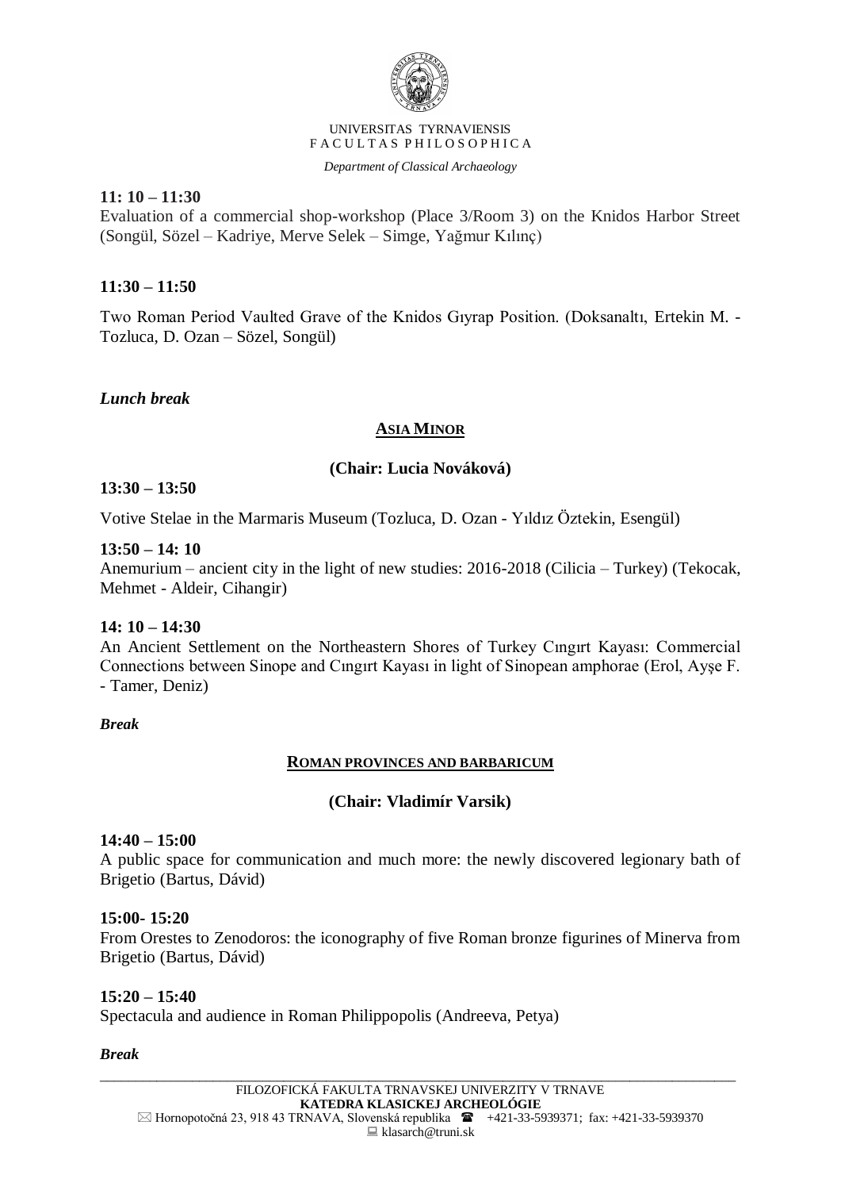**11: 10 – 11:30**

Evaluation of a commercial shop-workshop (Place 3/Room 3) on the Knidos Harbor Street (Songül, Sözel – Kadriye, Merve Selek – Simge, Yağmur Kılınç)

**11:30 – 11:50**

Two Roman Period Vaulted Grave of the Knidos Gıyrap Position. (Doksanaltı, Ertekin M. - Tozluca, D. Ozan – Sözel, Songül)

***Lunch break***

## ASIA MINOR

**(Chair: Lucia Nováková)**

**13:30 – 13:50**

Votive Stelae in the Marmaris Museum (Tozluca, D. Ozan - Yıldız Öztekin, Esengül)

**13:50 – 14: 10**

Anemurium – ancient city in the light of new studies: 2016-2018 (Cilicia – Turkey) (Tekocak, Mehmet - Aldeir, Cihangir)

**14: 10 – 14:30**

An Ancient Settlement on the Northeastern Shores of Turkey Cıngırt Kayası: Commercial Connections between Sinope and Cıngırt Kayası in light of Sinopean amphorae (Erol, Ayşe F. - Tamer, Deniz)

***Break***

## ROMAN PROVINCES AND BARBARICUM

**(Chair: Vladimír Varsik)**

**14:40 – 15:00**

A public space for communication and much more: the newly discovered legionary bath of Brigetio (Bartus, Dávid)

**15:00- 15:20**

From Orestes to Zenodoros: the iconography of five Roman bronze figurines of Minerva from Brigetio (Bartus, Dávid)

**15:20 – 15:40**

Spectacula and audience in Roman Philippopolis (Andreeva, Petya)

***Break***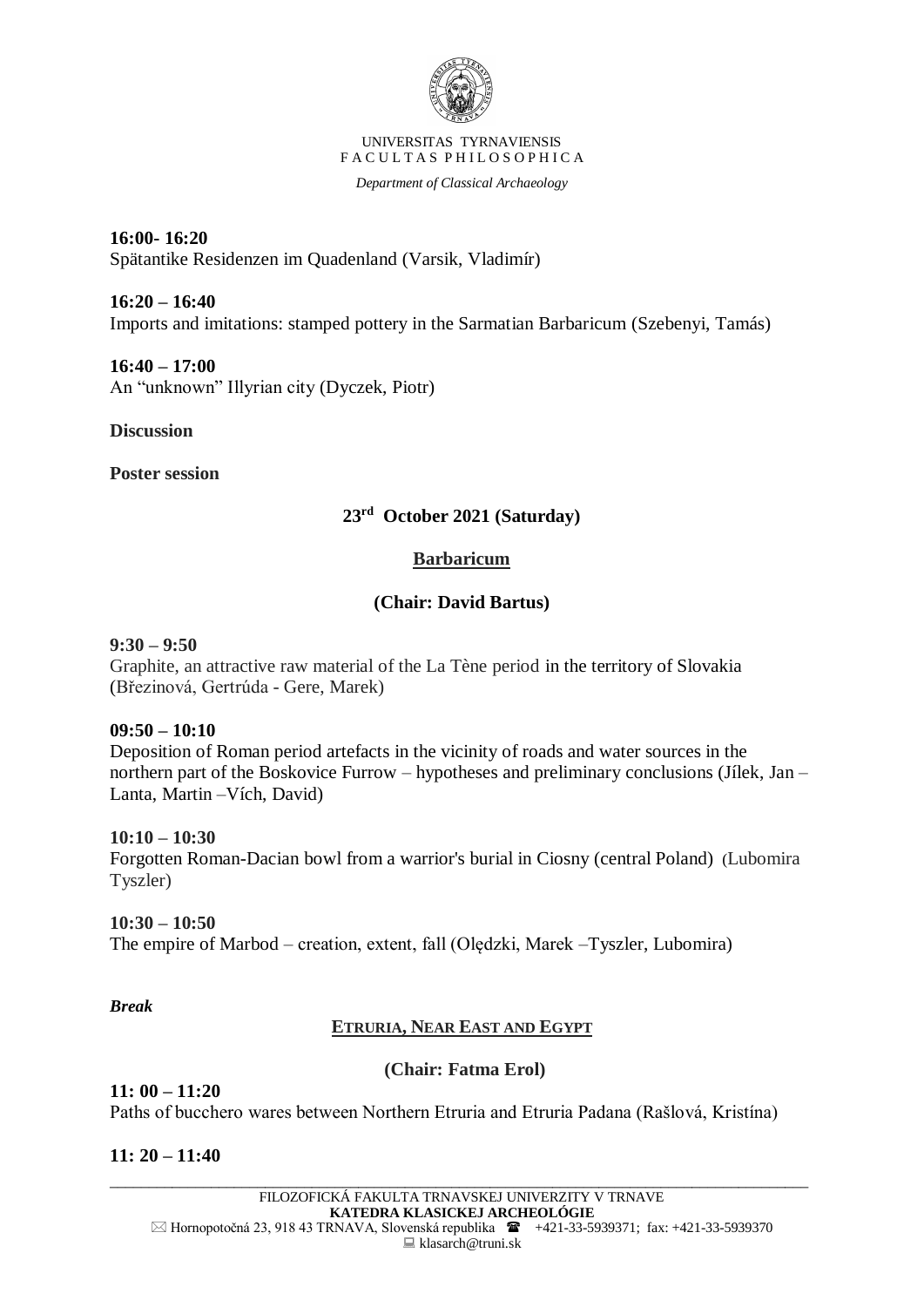UNIVERSITAS TYRNAVIENSIS
F A C U L T A S P H I L O S O P H I C A

*Department of Classical Archaeology*

**16:00- 16:20**
Spätantike Residenzen im Quadenland (Varsik, Vladimír)

**16:20 – 16:40**
Imports and imitations: stamped pottery in the Sarmatian Barbaricum (Szebenyi, Tamás)

**16:40 – 17:00**
An "unknown" Illyrian city (Dyczek, Piotr)

**Discussion**

**Poster session**

## 23rd October 2021 (Saturday)

### Barbaricum

### (Chair: David Bartus)

**9:30 – 9:50**
Graphite, an attractive raw material of the La Tène period in the territory of Slovakia (Březinová, Gertrúda - Gere, Marek)

**09:50 – 10:10**
Deposition of Roman period artefacts in the vicinity of roads and water sources in the northern part of the Boskovice Furrow – hypotheses and preliminary conclusions (Jílek, Jan – Lanta, Martin –Vích, David)

**10:10 – 10:30**
Forgotten Roman-Dacian bowl from a warrior's burial in Ciosny (central Poland) (Lubomira Tyszler)

**10:30 – 10:50**
The empire of Marbod – creation, extent, fall (Olędzki, Marek –Tyszler, Lubomira)

***Break***

### ETRURIA, NEAR EAST AND EGYPT

### (Chair: Fatma Erol)

**11: 00 – 11:20**
Paths of bucchero wares between Northern Etruria and Etruria Padana (Rašlová, Kristína)

**11: 20 – 11:40**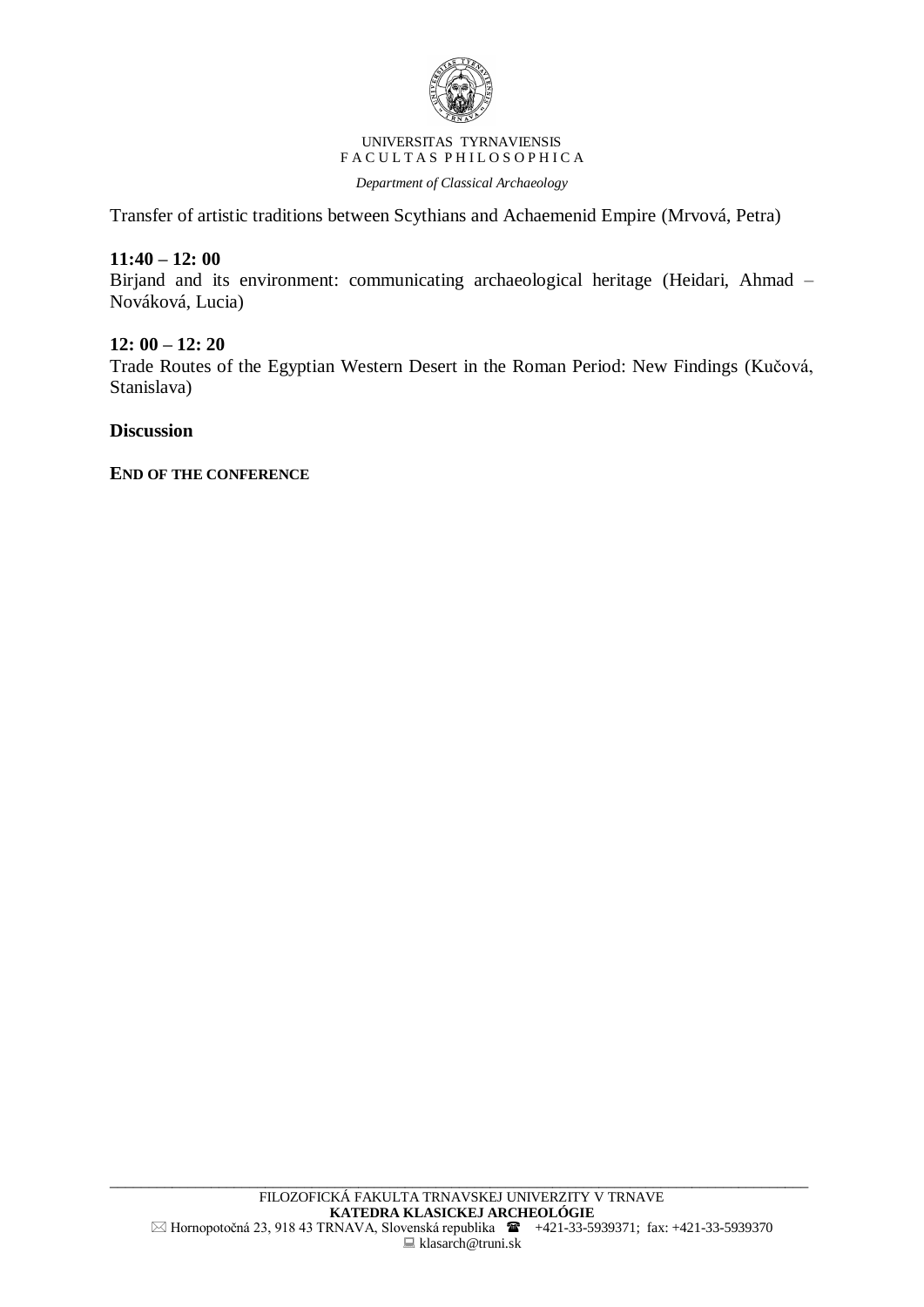Transfer of artistic traditions between Scythians and Achaemenid Empire (Mrvová, Petra)

**11:40 – 12: 00**
Birjand and its environment: communicating archaeological heritage (Heidari, Ahmad – Nováková, Lucia)

**12: 00 – 12: 20**
Trade Routes of the Egyptian Western Desert in the Roman Period: New Findings (Kučová, Stanislava)

**Discussion**

**END OF THE CONFERENCE**